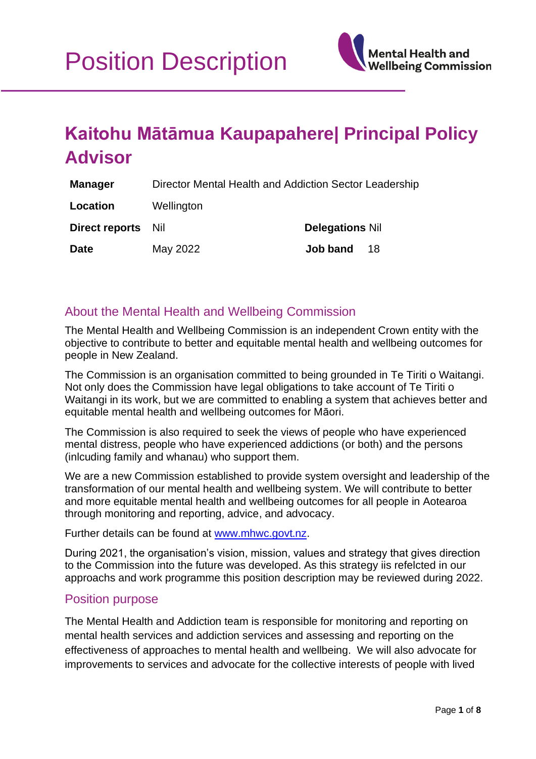# Position Description

Mental Health and Wellbeing Commission

## Kaitohu Mātāmua Kaupapahere| Principal Policy Advisor

| | | | |
|---|---|---|---|
| **Manager** | Director Mental Health and Addiction Sector Leadership | | |
| **Location** | Wellington | | |
| **Direct reports** | Nil | **Delegations** | Nil |
| **Date** | May 2022 | **Job band** | 18 |

### About the Mental Health and Wellbeing Commission

The Mental Health and Wellbeing Commission is an independent Crown entity with the objective to contribute to better and equitable mental health and wellbeing outcomes for people in New Zealand.

The Commission is an organisation committed to being grounded in Te Tiriti o Waitangi. Not only does the Commission have legal obligations to take account of Te Tiriti o Waitangi in its work, but we are committed to enabling a system that achieves better and equitable mental health and wellbeing outcomes for Māori.

The Commission is also required to seek the views of people who have experienced mental distress, people who have experienced addictions (or both) and the persons (inlcuding family and whanau) who support them.

We are a new Commission established to provide system oversight and leadership of the transformation of our mental health and wellbeing system. We will contribute to better and more equitable mental health and wellbeing outcomes for all people in Aotearoa through monitoring and reporting, advice, and advocacy.

Further details can be found at www.mhwc.govt.nz.

During 2021, the organisation's vision, mission, values and strategy that gives direction to the Commission into the future was developed. As this strategy iis refelcted in our approachs and work programme this position description may be reviewed during 2022.

### Position purpose

The Mental Health and Addiction team is responsible for monitoring and reporting on mental health services and addiction services and assessing and reporting on the effectiveness of approaches to mental health and wellbeing. We will also advocate for improvements to services and advocate for the collective interests of people with lived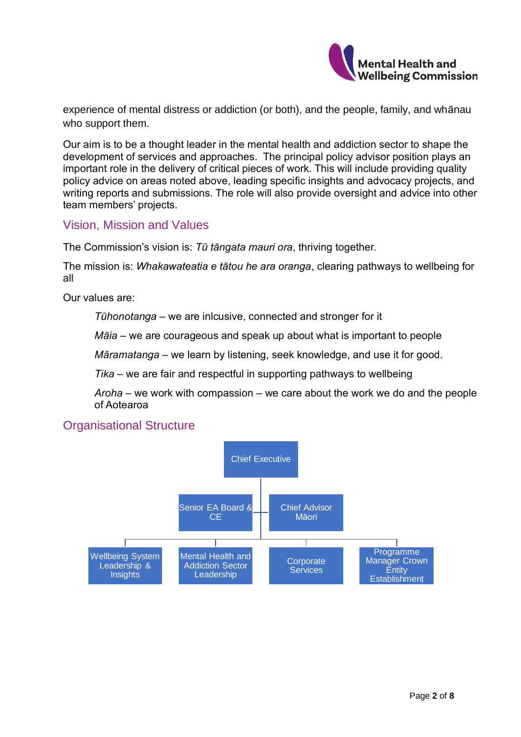experience of mental distress or addiction (or both), and the people, family, and whānau who support them.

Our aim is to be a thought leader in the mental health and addiction sector to shape the development of services and approaches. The principal policy advisor position plays an important role in the delivery of critical pieces of work. This will include providing quality policy advice on areas noted above, leading specific insights and advocacy projects, and writing reports and submissions. The role will also provide oversight and advice into other team members' projects.

## Vision, Mission and Values

The Commission's vision is: *Tū tāngata mauri ora*, thriving together.

The mission is: *Whakawateatia e tātou he ara oranga*, clearing pathways to wellbeing for all

Our values are:

> *Tūhonotanga* – we are inlcusive, connected and stronger for it
>
> *Māia* – we are courageous and speak up about what is important to people
>
> *Māramatanga* – we learn by listening, seek knowledge, and use it for good.
>
> *Tika* – we are fair and respectful in supporting pathways to wellbeing
>
> *Aroha* – we work with compassion – we care about the work we do and the people of Aotearoa

## Organisational Structure

- Chief Executive
  - Senior EA Board & CE
  - Chief Advisor Māori
  - Wellbeing System Leadership & Insights
  - Mental Health and Addiction Sector Leadership
  - Corporate Services
  - Programme Manager Crown Entity Establishment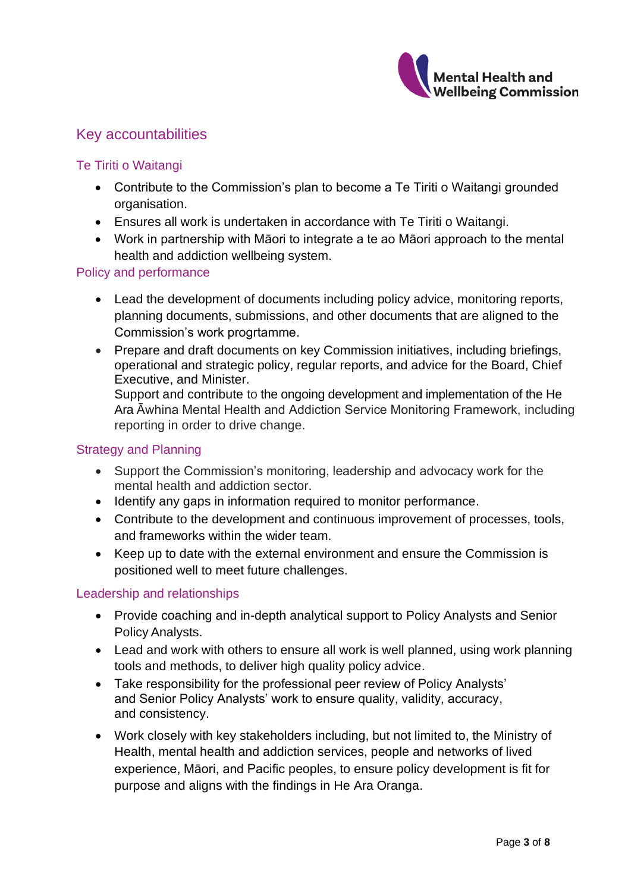## Key accountabilities

### Te Tiriti o Waitangi

- Contribute to the Commission's plan to become a Te Tiriti o Waitangi grounded organisation.
- Ensures all work is undertaken in accordance with Te Tiriti o Waitangi.
- Work in partnership with Māori to integrate a te ao Māori approach to the mental health and addiction wellbeing system.

### Policy and performance

- Lead the development of documents including policy advice, monitoring reports, planning documents, submissions, and other documents that are aligned to the Commission's work progrtamme.
- Prepare and draft documents on key Commission initiatives, including briefings, operational and strategic policy, regular reports, and advice for the Board, Chief Executive, and Minister.
  Support and contribute to the ongoing development and implementation of the He Ara Āwhina Mental Health and Addiction Service Monitoring Framework, including reporting in order to drive change.

### Strategy and Planning

- Support the Commission's monitoring, leadership and advocacy work for the mental health and addiction sector.
- Identify any gaps in information required to monitor performance.
- Contribute to the development and continuous improvement of processes, tools, and frameworks within the wider team.
- Keep up to date with the external environment and ensure the Commission is positioned well to meet future challenges.

### Leadership and relationships

- Provide coaching and in-depth analytical support to Policy Analysts and Senior Policy Analysts.
- Lead and work with others to ensure all work is well planned, using work planning tools and methods, to deliver high quality policy advice.
- Take responsibility for the professional peer review of Policy Analysts' and Senior Policy Analysts' work to ensure quality, validity, accuracy, and consistency.
- Work closely with key stakeholders including, but not limited to, the Ministry of Health, mental health and addiction services, people and networks of lived experience, Māori, and Pacific peoples, to ensure policy development is fit for purpose and aligns with the findings in He Ara Oranga.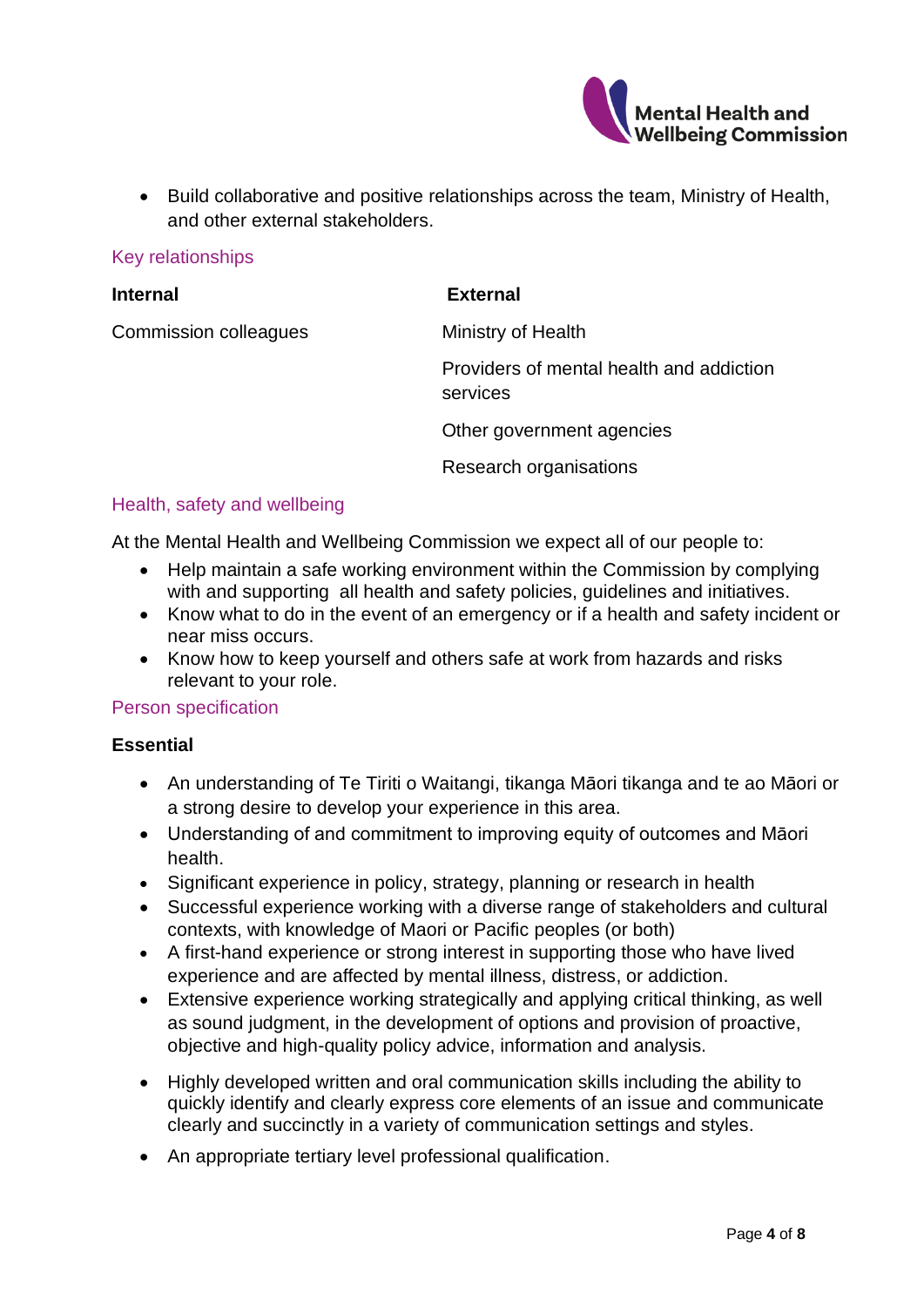- Build collaborative and positive relationships across the team, Ministry of Health, and other external stakeholders.

## Key relationships

| **Internal** | **External** |
|---|---|
| Commission colleagues | Ministry of Health |
| | Providers of mental health and addiction services |
| | Other government agencies |
| | Research organisations |

## Health, safety and wellbeing

At the Mental Health and Wellbeing Commission we expect all of our people to:

- Help maintain a safe working environment within the Commission by complying with and supporting all health and safety policies, guidelines and initiatives.
- Know what to do in the event of an emergency or if a health and safety incident or near miss occurs.
- Know how to keep yourself and others safe at work from hazards and risks relevant to your role.

## Person specification

**Essential**

- An understanding of Te Tiriti o Waitangi, tikanga Māori tikanga and te ao Māori or a strong desire to develop your experience in this area.
- Understanding of and commitment to improving equity of outcomes and Māori health.
- Significant experience in policy, strategy, planning or research in health
- Successful experience working with a diverse range of stakeholders and cultural contexts, with knowledge of Maori or Pacific peoples (or both)
- A first-hand experience or strong interest in supporting those who have lived experience and are affected by mental illness, distress, or addiction.
- Extensive experience working strategically and applying critical thinking, as well as sound judgment, in the development of options and provision of proactive, objective and high-quality policy advice, information and analysis.
- Highly developed written and oral communication skills including the ability to quickly identify and clearly express core elements of an issue and communicate clearly and succinctly in a variety of communication settings and styles.
- An appropriate tertiary level professional qualification.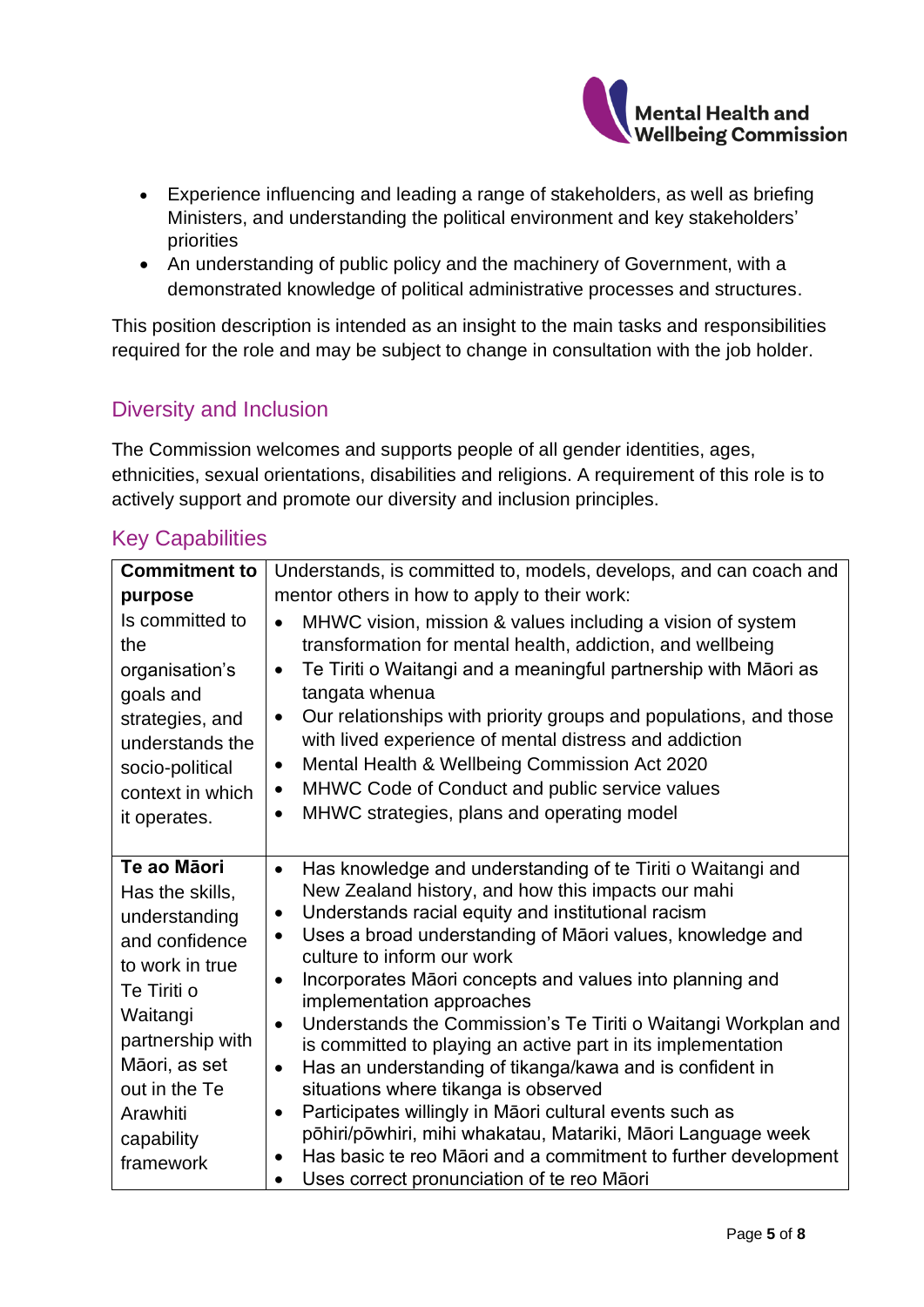- Experience influencing and leading a range of stakeholders, as well as briefing Ministers, and understanding the political environment and key stakeholders' priorities
- An understanding of public policy and the machinery of Government, with a demonstrated knowledge of political administrative processes and structures.

This position description is intended as an insight to the main tasks and responsibilities required for the role and may be subject to change in consultation with the job holder.

## Diversity and Inclusion

The Commission welcomes and supports people of all gender identities, ages, ethnicities, sexual orientations, disabilities and religions. A requirement of this role is to actively support and promote our diversity and inclusion principles.

## Key Capabilities

| | |
|---|---|
| **Commitment to purpose**<br>Is committed to the organisation's goals and strategies, and understands the socio-political context in which it operates. | Understands, is committed to, models, develops, and can coach and mentor others in how to apply to their work:<br>• MHWC vision, mission & values including a vision of system transformation for mental health, addiction, and wellbeing<br>• Te Tiriti o Waitangi and a meaningful partnership with Māori as tangata whenua<br>• Our relationships with priority groups and populations, and those with lived experience of mental distress and addiction<br>• Mental Health & Wellbeing Commission Act 2020<br>• MHWC Code of Conduct and public service values<br>• MHWC strategies, plans and operating model |
| **Te ao Māori**<br>Has the skills, understanding and confidence to work in true Te Tiriti o Waitangi partnership with Māori, as set out in the Te Arawhiti capability framework | • Has knowledge and understanding of te Tiriti o Waitangi and New Zealand history, and how this impacts our mahi<br>• Understands racial equity and institutional racism<br>• Uses a broad understanding of Māori values, knowledge and culture to inform our work<br>• Incorporates Māori concepts and values into planning and implementation approaches<br>• Understands the Commission's Te Tiriti o Waitangi Workplan and is committed to playing an active part in its implementation<br>• Has an understanding of tikanga/kawa and is confident in situations where tikanga is observed<br>• Participates willingly in Māori cultural events such as pōhiri/pōwhiri, mihi whakatau, Matariki, Māori Language week<br>• Has basic te reo Māori and a commitment to further development<br>• Uses correct pronunciation of te reo Māori |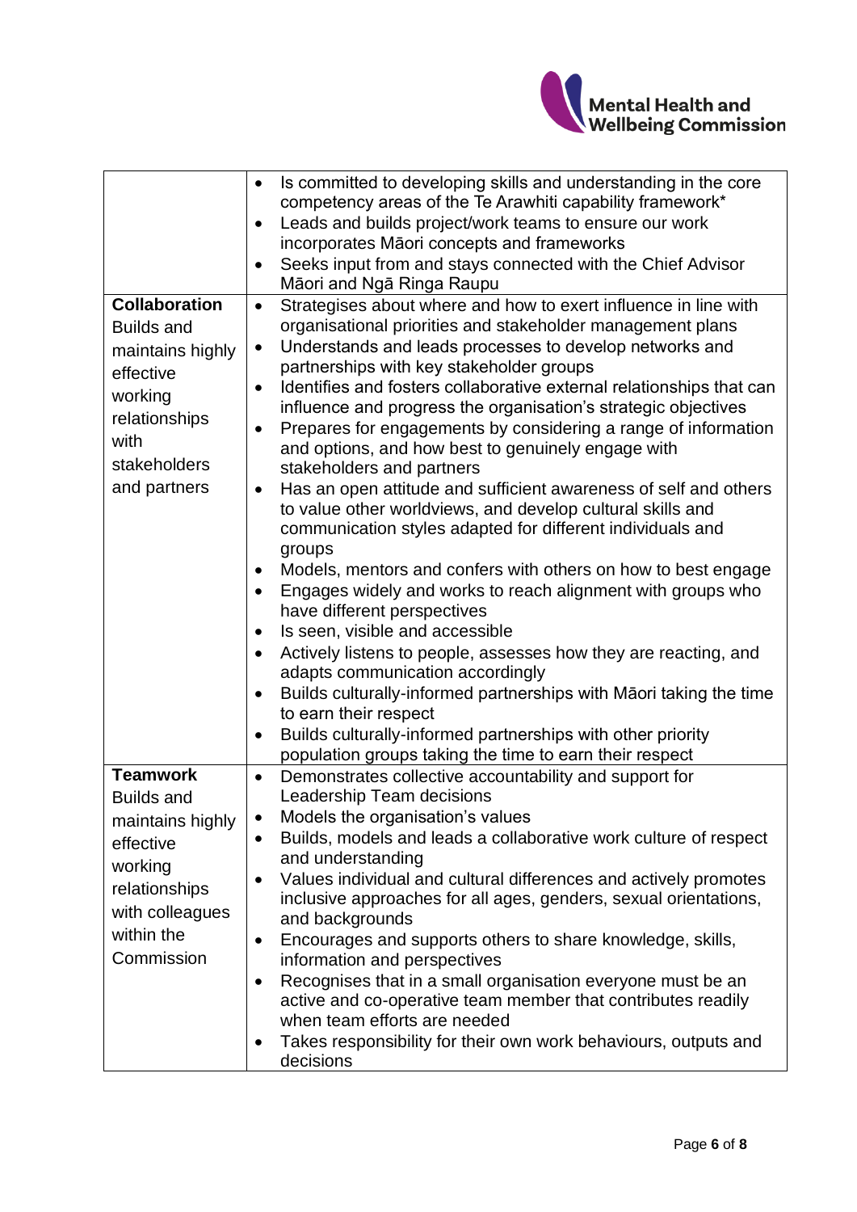| | |
|---|---|
| | • Is committed to developing skills and understanding in the core competency areas of the Te Arawhiti capability framework*<br>• Leads and builds project/work teams to ensure our work incorporates Māori concepts and frameworks<br>• Seeks input from and stays connected with the Chief Advisor Māori and Ngā Ringa Raupu |
| **Collaboration**<br>Builds and maintains highly effective working relationships with stakeholders and partners | • Strategises about where and how to exert influence in line with organisational priorities and stakeholder management plans<br>• Understands and leads processes to develop networks and partnerships with key stakeholder groups<br>• Identifies and fosters collaborative external relationships that can influence and progress the organisation's strategic objectives<br>• Prepares for engagements by considering a range of information and options, and how best to genuinely engage with stakeholders and partners<br>• Has an open attitude and sufficient awareness of self and others to value other worldviews, and develop cultural skills and communication styles adapted for different individuals and groups<br>• Models, mentors and confers with others on how to best engage<br>• Engages widely and works to reach alignment with groups who have different perspectives<br>• Is seen, visible and accessible<br>• Actively listens to people, assesses how they are reacting, and adapts communication accordingly<br>• Builds culturally-informed partnerships with Māori taking the time to earn their respect<br>• Builds culturally-informed partnerships with other priority population groups taking the time to earn their respect |
| **Teamwork**<br>Builds and maintains highly effective working relationships with colleagues within the Commission | • Demonstrates collective accountability and support for Leadership Team decisions<br>• Models the organisation's values<br>• Builds, models and leads a collaborative work culture of respect and understanding<br>• Values individual and cultural differences and actively promotes inclusive approaches for all ages, genders, sexual orientations, and backgrounds<br>• Encourages and supports others to share knowledge, skills, information and perspectives<br>• Recognises that in a small organisation everyone must be an active and co-operative team member that contributes readily when team efforts are needed<br>• Takes responsibility for their own work behaviours, outputs and decisions |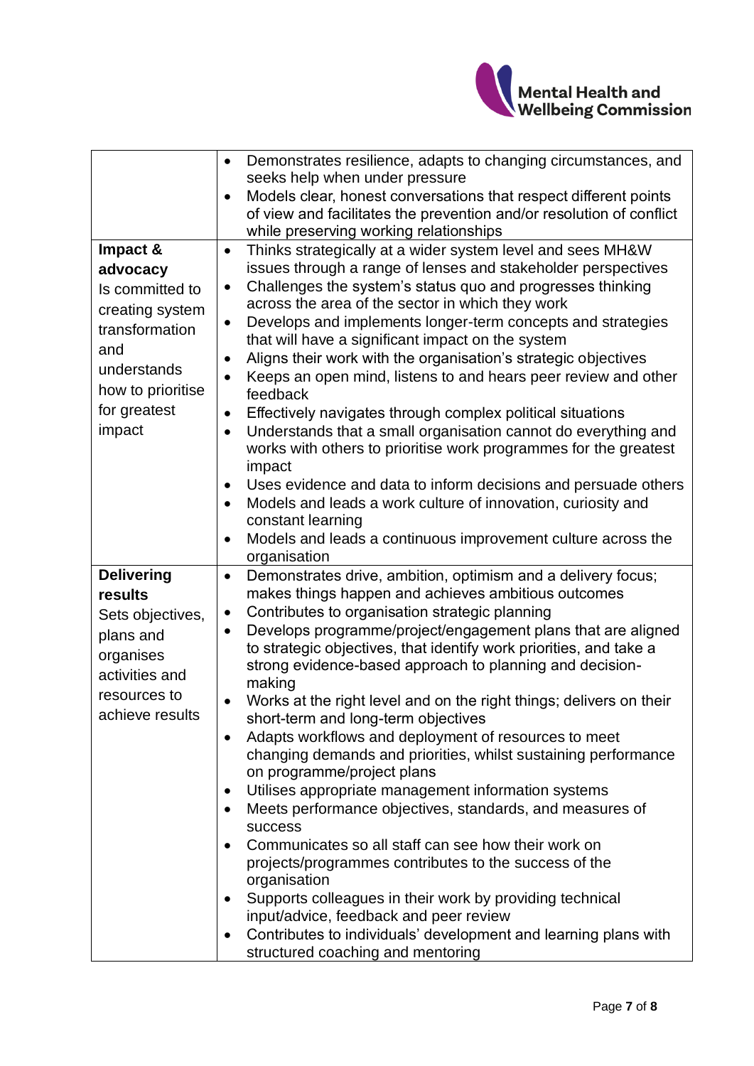| | |
|---|---|
| | • Demonstrates resilience, adapts to changing circumstances, and seeks help when under pressure<br>• Models clear, honest conversations that respect different points of view and facilitates the prevention and/or resolution of conflict while preserving working relationships |
| **Impact & advocacy**<br>Is committed to creating system transformation and understands how to prioritise for greatest impact | • Thinks strategically at a wider system level and sees MH&W issues through a range of lenses and stakeholder perspectives<br>• Challenges the system's status quo and progresses thinking across the area of the sector in which they work<br>• Develops and implements longer-term concepts and strategies that will have a significant impact on the system<br>• Aligns their work with the organisation's strategic objectives<br>• Keeps an open mind, listens to and hears peer review and other feedback<br>• Effectively navigates through complex political situations<br>• Understands that a small organisation cannot do everything and works with others to prioritise work programmes for the greatest impact<br>• Uses evidence and data to inform decisions and persuade others<br>• Models and leads a work culture of innovation, curiosity and constant learning<br>• Models and leads a continuous improvement culture across the organisation |
| **Delivering results**<br>Sets objectives, plans and organises activities and resources to achieve results | • Demonstrates drive, ambition, optimism and a delivery focus; makes things happen and achieves ambitious outcomes<br>• Contributes to organisation strategic planning<br>• Develops programme/project/engagement plans that are aligned to strategic objectives, that identify work priorities, and take a strong evidence-based approach to planning and decision-making<br>• Works at the right level and on the right things; delivers on their short-term and long-term objectives<br>• Adapts workflows and deployment of resources to meet changing demands and priorities, whilst sustaining performance on programme/project plans<br>• Utilises appropriate management information systems<br>• Meets performance objectives, standards, and measures of success<br>• Communicates so all staff can see how their work on projects/programmes contributes to the success of the organisation<br>• Supports colleagues in their work by providing technical input/advice, feedback and peer review<br>• Contributes to individuals' development and learning plans with structured coaching and mentoring |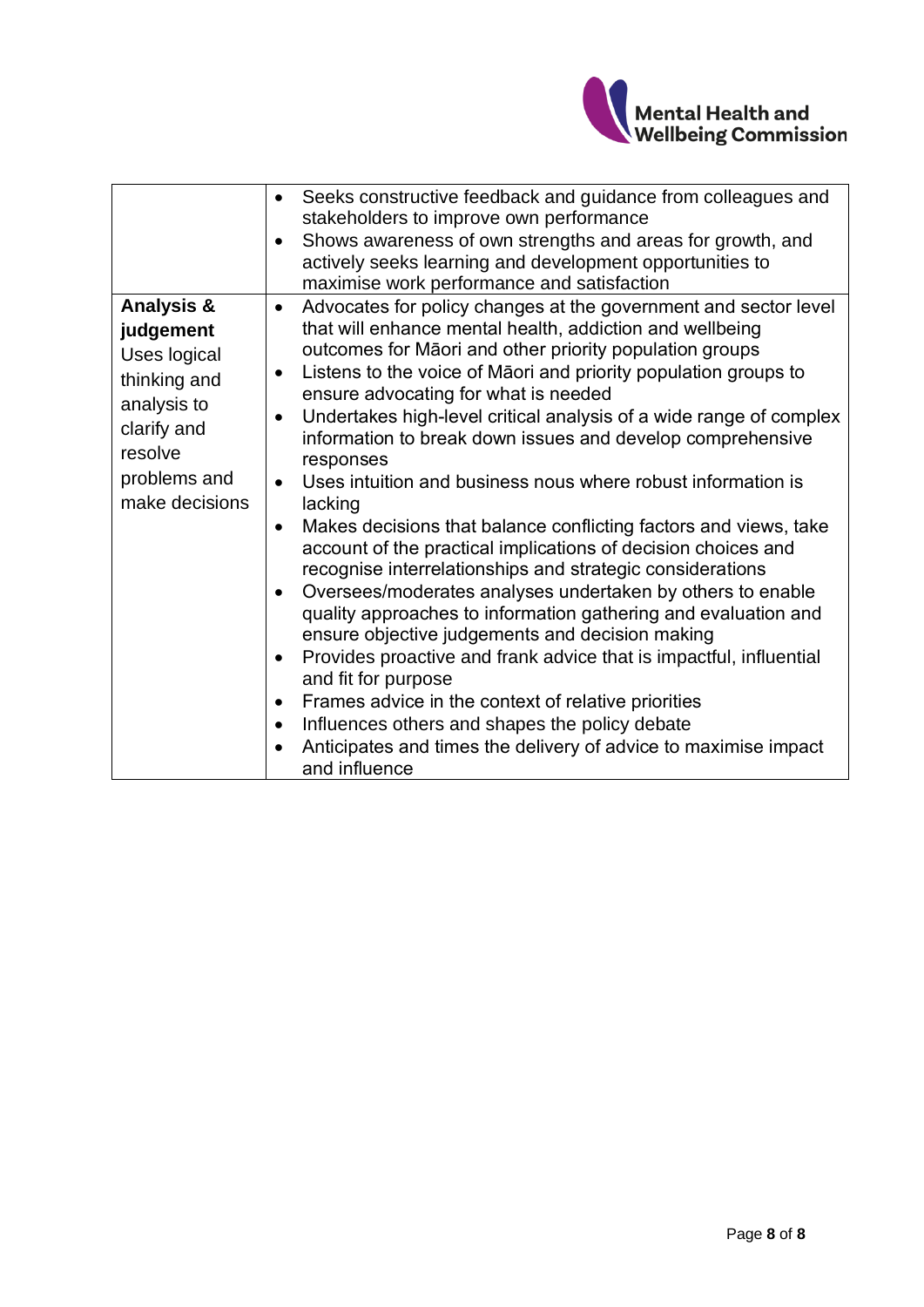| | |
|---|---|
| | • Seeks constructive feedback and guidance from colleagues and stakeholders to improve own performance<br>• Shows awareness of own strengths and areas for growth, and actively seeks learning and development opportunities to maximise work performance and satisfaction |
| **Analysis & judgement**<br>Uses logical thinking and analysis to clarify and resolve problems and make decisions | • Advocates for policy changes at the government and sector level that will enhance mental health, addiction and wellbeing outcomes for Māori and other priority population groups<br>• Listens to the voice of Māori and priority population groups to ensure advocating for what is needed<br>• Undertakes high-level critical analysis of a wide range of complex information to break down issues and develop comprehensive responses<br>• Uses intuition and business nous where robust information is lacking<br>• Makes decisions that balance conflicting factors and views, take account of the practical implications of decision choices and recognise interrelationships and strategic considerations<br>• Oversees/moderates analyses undertaken by others to enable quality approaches to information gathering and evaluation and ensure objective judgements and decision making<br>• Provides proactive and frank advice that is impactful, influential and fit for purpose<br>• Frames advice in the context of relative priorities<br>• Influences others and shapes the policy debate<br>• Anticipates and times the delivery of advice to maximise impact and influence |